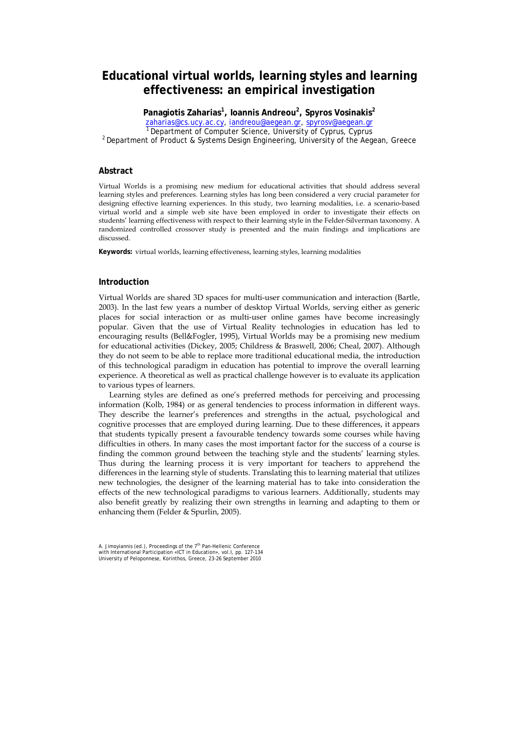# Educational virtual worlds, learning styles and learning effectiveness: an empirical investigation

**Panagiotis Zaharias[1], Ioannis Andreou[2], Spyros Vosinakis[2]**

zaharias@cs.ucy.ac.cy, iandreou@aegean.gr, spyrosv@aegean.gr

[1] Department of Computer Science, University of Cyprus, Cyprus

[2] Department of Product & Systems Design Engineering, University of the Aegean, Greece

## Abstract

Virtual Worlds is a promising new medium for educational activities that should address several learning styles and preferences. Learning styles has long been considered a very crucial parameter for designing effective learning experiences. In this study, two learning modalities, i.e. a scenario-based virtual world and a simple web site have been employed in order to investigate their effects on students' learning effectiveness with respect to their learning style in the Felder-Silverman taxonomy. A randomized controlled crossover study is presented and the main findings and implications are discussed.

**Keywords:** virtual worlds, learning effectiveness, learning styles, learning modalities

## Introduction

Virtual Worlds are shared 3D spaces for multi-user communication and interaction (Bartle, 2003). In the last few years a number of desktop Virtual Worlds, serving either as generic places for social interaction or as multi-user online games have become increasingly popular. Given that the use of Virtual Reality technologies in education has led to encouraging results (Bell&Fogler, 1995), Virtual Worlds may be a promising new medium for educational activities (Dickey, 2005; Childress & Braswell, 2006; Cheal, 2007). Although they do not seem to be able to replace more traditional educational media, the introduction of this technological paradigm in education has potential to improve the overall learning experience. A theoretical as well as practical challenge however is to evaluate its application to various types of learners.

Learning styles are defined as one's preferred methods for perceiving and processing information (Kolb, 1984) or as general tendencies to process information in different ways. They describe the learner's preferences and strengths in the actual, psychological and cognitive processes that are employed during learning. Due to these differences, it appears that students typically present a favourable tendency towards some courses while having difficulties in others. In many cases the most important factor for the success of a course is finding the common ground between the teaching style and the students' learning styles. Thus during the learning process it is very important for teachers to apprehend the differences in the learning style of students. Translating this to learning material that utilizes new technologies, the designer of the learning material has to take into consideration the effects of the new technological paradigms to various learners. Additionally, students may also benefit greatly by realizing their own strengths in learning and adapting to them or enhancing them (Felder & Spurlin, 2005).

A. Jimoyiannis (ed.), Proceedings of the 7th Pan-Hellenic Conference with International Participation «ICT in Education», vol.I, pp. 127-134
University of Peloponnese, Korinthos, Greece, 23-26 September 2010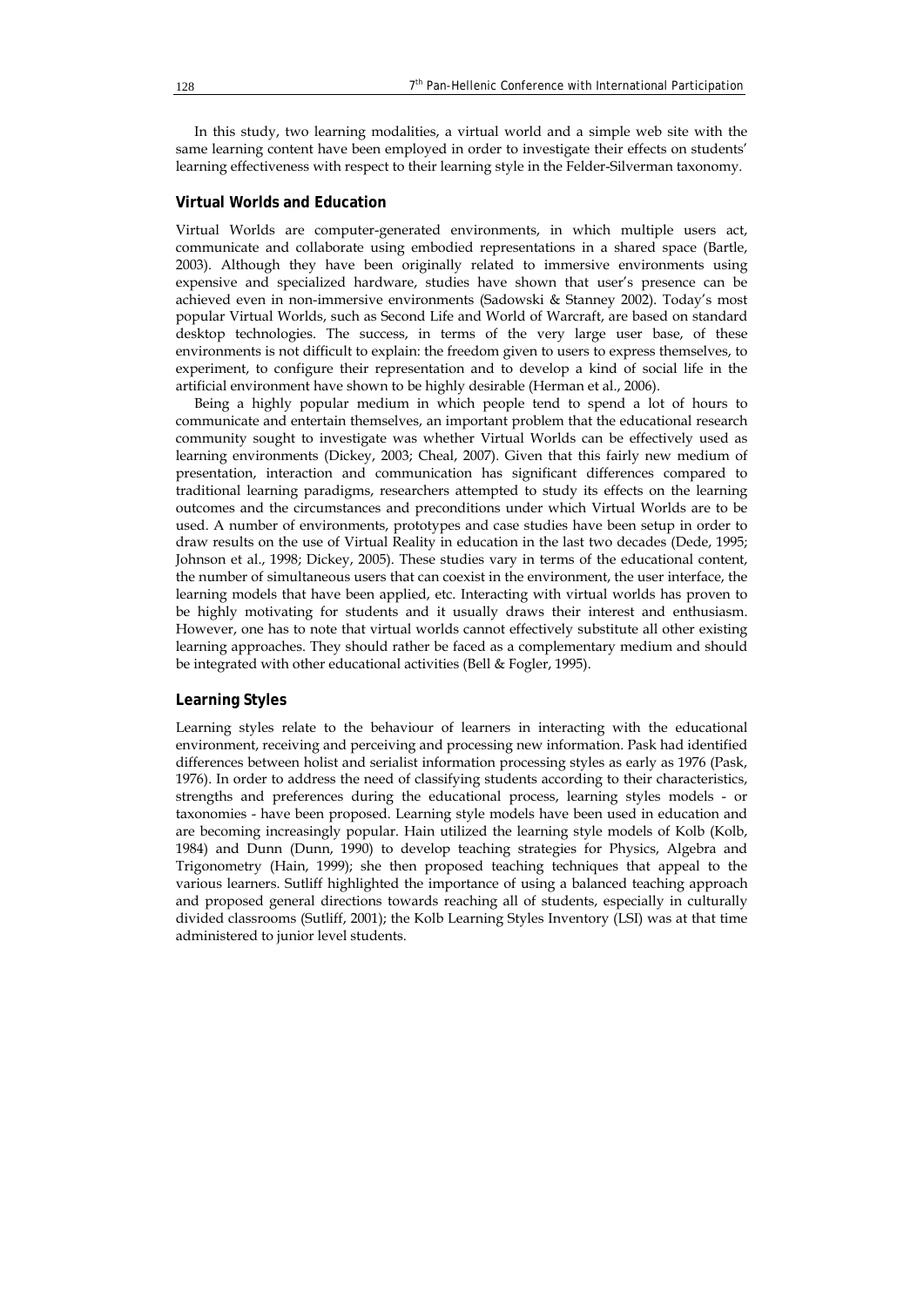In this study, two learning modalities, a virtual world and a simple web site with the same learning content have been employed in order to investigate their effects on students' learning effectiveness with respect to their learning style in the Felder-Silverman taxonomy.

## Virtual Worlds and Education

Virtual Worlds are computer-generated environments, in which multiple users act, communicate and collaborate using embodied representations in a shared space (Bartle, 2003). Although they have been originally related to immersive environments using expensive and specialized hardware, studies have shown that user's presence can be achieved even in non-immersive environments (Sadowski & Stanney 2002). Today's most popular Virtual Worlds, such as Second Life and World of Warcraft, are based on standard desktop technologies. The success, in terms of the very large user base, of these environments is not difficult to explain: the freedom given to users to express themselves, to experiment, to configure their representation and to develop a kind of social life in the artificial environment have shown to be highly desirable (Herman et al., 2006).

Being a highly popular medium in which people tend to spend a lot of hours to communicate and entertain themselves, an important problem that the educational research community sought to investigate was whether Virtual Worlds can be effectively used as learning environments (Dickey, 2003; Cheal, 2007). Given that this fairly new medium of presentation, interaction and communication has significant differences compared to traditional learning paradigms, researchers attempted to study its effects on the learning outcomes and the circumstances and preconditions under which Virtual Worlds are to be used. A number of environments, prototypes and case studies have been setup in order to draw results on the use of Virtual Reality in education in the last two decades (Dede, 1995; Johnson et al., 1998; Dickey, 2005). These studies vary in terms of the educational content, the number of simultaneous users that can coexist in the environment, the user interface, the learning models that have been applied, etc. Interacting with virtual worlds has proven to be highly motivating for students and it usually draws their interest and enthusiasm. However, one has to note that virtual worlds cannot effectively substitute all other existing learning approaches. They should rather be faced as a complementary medium and should be integrated with other educational activities (Bell & Fogler, 1995).

## Learning Styles

Learning styles relate to the behaviour of learners in interacting with the educational environment, receiving and perceiving and processing new information. Pask had identified differences between holist and serialist information processing styles as early as 1976 (Pask, 1976). In order to address the need of classifying students according to their characteristics, strengths and preferences during the educational process, learning styles models - or taxonomies - have been proposed. Learning style models have been used in education and are becoming increasingly popular. Hain utilized the learning style models of Kolb (Kolb, 1984) and Dunn (Dunn, 1990) to develop teaching strategies for Physics, Algebra and Trigonometry (Hain, 1999); she then proposed teaching techniques that appeal to the various learners. Sutliff highlighted the importance of using a balanced teaching approach and proposed general directions towards reaching all of students, especially in culturally divided classrooms (Sutliff, 2001); the Kolb Learning Styles Inventory (LSI) was at that time administered to junior level students.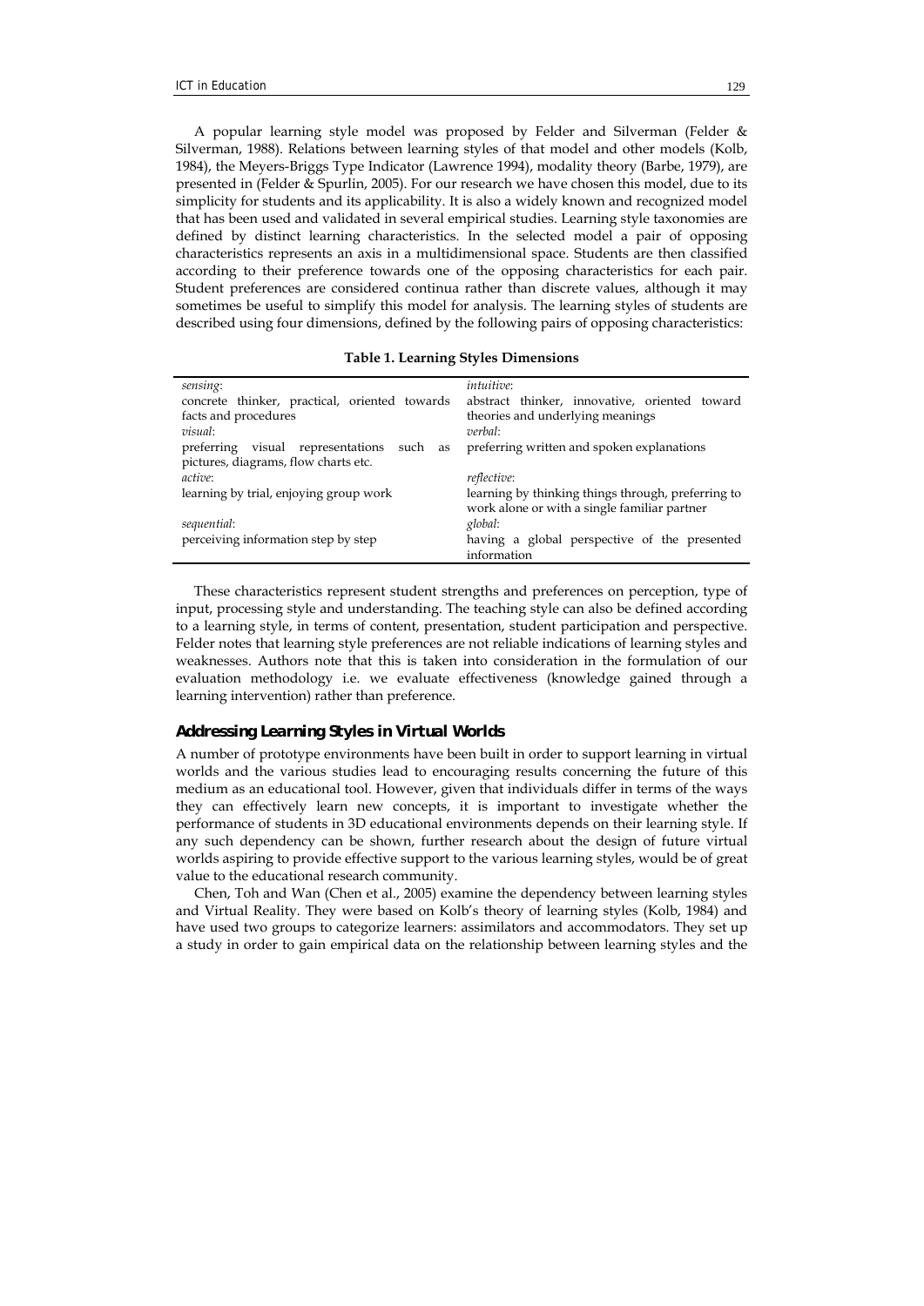A popular learning style model was proposed by Felder and Silverman (Felder & Silverman, 1988). Relations between learning styles of that model and other models (Kolb, 1984), the Meyers-Briggs Type Indicator (Lawrence 1994), modality theory (Barbe, 1979), are presented in (Felder & Spurlin, 2005). For our research we have chosen this model, due to its simplicity for students and its applicability. It is also a widely known and recognized model that has been used and validated in several empirical studies. Learning style taxonomies are defined by distinct learning characteristics. In the selected model a pair of opposing characteristics represents an axis in a multidimensional space. Students are then classified according to their preference towards one of the opposing characteristics for each pair. Student preferences are considered continua rather than discrete values, although it may sometimes be useful to simplify this model for analysis. The learning styles of students are described using four dimensions, defined by the following pairs of opposing characteristics:

**Table 1. Learning Styles Dimensions**

| | |
|---|---|
| *sensing*:<br>concrete thinker, practical, oriented towards facts and procedures | *intuitive*:<br>abstract thinker, innovative, oriented toward theories and underlying meanings |
| *visual*:<br>preferring visual representations such as pictures, diagrams, flow charts etc. | *verbal*:<br>preferring written and spoken explanations |
| *active*:<br>learning by trial, enjoying group work | *reflective*:<br>learning by thinking things through, preferring to work alone or with a single familiar partner |
| *sequential*:<br>perceiving information step by step | *global*:<br>having a global perspective of the presented information |

These characteristics represent student strengths and preferences on perception, type of input, processing style and understanding. The teaching style can also be defined according to a learning style, in terms of content, presentation, student participation and perspective. Felder notes that learning style preferences are not reliable indications of learning styles and weaknesses. Authors note that this is taken into consideration in the formulation of our evaluation methodology i.e. we evaluate effectiveness (knowledge gained through a learning intervention) rather than preference.

### Addressing Learning Styles in Virtual Worlds

A number of prototype environments have been built in order to support learning in virtual worlds and the various studies lead to encouraging results concerning the future of this medium as an educational tool. However, given that individuals differ in terms of the ways they can effectively learn new concepts, it is important to investigate whether the performance of students in 3D educational environments depends on their learning style. If any such dependency can be shown, further research about the design of future virtual worlds aspiring to provide effective support to the various learning styles, would be of great value to the educational research community.

Chen, Toh and Wan (Chen et al., 2005) examine the dependency between learning styles and Virtual Reality. They were based on Kolb's theory of learning styles (Kolb, 1984) and have used two groups to categorize learners: assimilators and accommodators. They set up a study in order to gain empirical data on the relationship between learning styles and the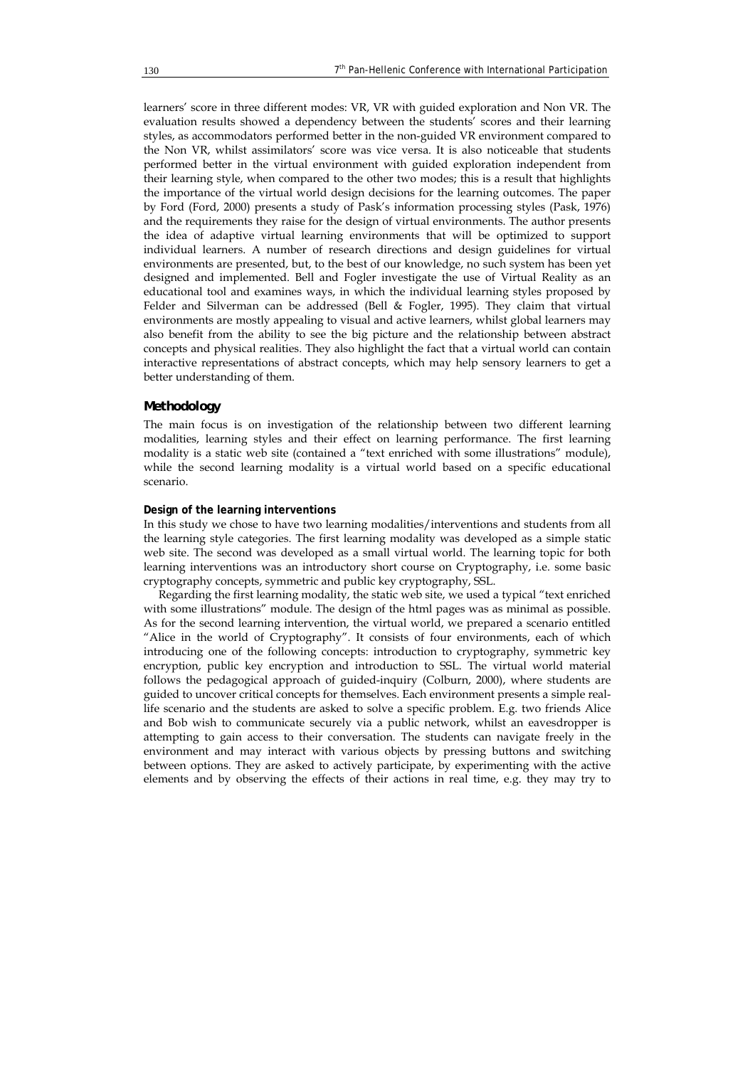learners' score in three different modes: VR, VR with guided exploration and Non VR. The evaluation results showed a dependency between the students' scores and their learning styles, as accommodators performed better in the non-guided VR environment compared to the Non VR, whilst assimilators' score was vice versa. It is also noticeable that students performed better in the virtual environment with guided exploration independent from their learning style, when compared to the other two modes; this is a result that highlights the importance of the virtual world design decisions for the learning outcomes. The paper by Ford (Ford, 2000) presents a study of Pask's information processing styles (Pask, 1976) and the requirements they raise for the design of virtual environments. The author presents the idea of adaptive virtual learning environments that will be optimized to support individual learners. A number of research directions and design guidelines for virtual environments are presented, but, to the best of our knowledge, no such system has been yet designed and implemented. Bell and Fogler investigate the use of Virtual Reality as an educational tool and examines ways, in which the individual learning styles proposed by Felder and Silverman can be addressed (Bell & Fogler, 1995). They claim that virtual environments are mostly appealing to visual and active learners, whilst global learners may also benefit from the ability to see the big picture and the relationship between abstract concepts and physical realities. They also highlight the fact that a virtual world can contain interactive representations of abstract concepts, which may help sensory learners to get a better understanding of them.

## Methodology

The main focus is on investigation of the relationship between two different learning modalities, learning styles and their effect on learning performance. The first learning modality is a static web site (contained a "text enriched with some illustrations" module), while the second learning modality is a virtual world based on a specific educational scenario.

### Design of the learning interventions

In this study we chose to have two learning modalities/interventions and students from all the learning style categories. The first learning modality was developed as a simple static web site. The second was developed as a small virtual world. The learning topic for both learning interventions was an introductory short course on Cryptography, i.e. some basic cryptography concepts, symmetric and public key cryptography, SSL.

Regarding the first learning modality, the static web site, we used a typical "text enriched with some illustrations" module. The design of the html pages was as minimal as possible. As for the second learning intervention, the virtual world, we prepared a scenario entitled "Alice in the world of Cryptography". It consists of four environments, each of which introducing one of the following concepts: introduction to cryptography, symmetric key encryption, public key encryption and introduction to SSL. The virtual world material follows the pedagogical approach of guided-inquiry (Colburn, 2000), where students are guided to uncover critical concepts for themselves. Each environment presents a simple real-life scenario and the students are asked to solve a specific problem. E.g. two friends Alice and Bob wish to communicate securely via a public network, whilst an eavesdropper is attempting to gain access to their conversation. The students can navigate freely in the environment and may interact with various objects by pressing buttons and switching between options. They are asked to actively participate, by experimenting with the active elements and by observing the effects of their actions in real time, e.g. they may try to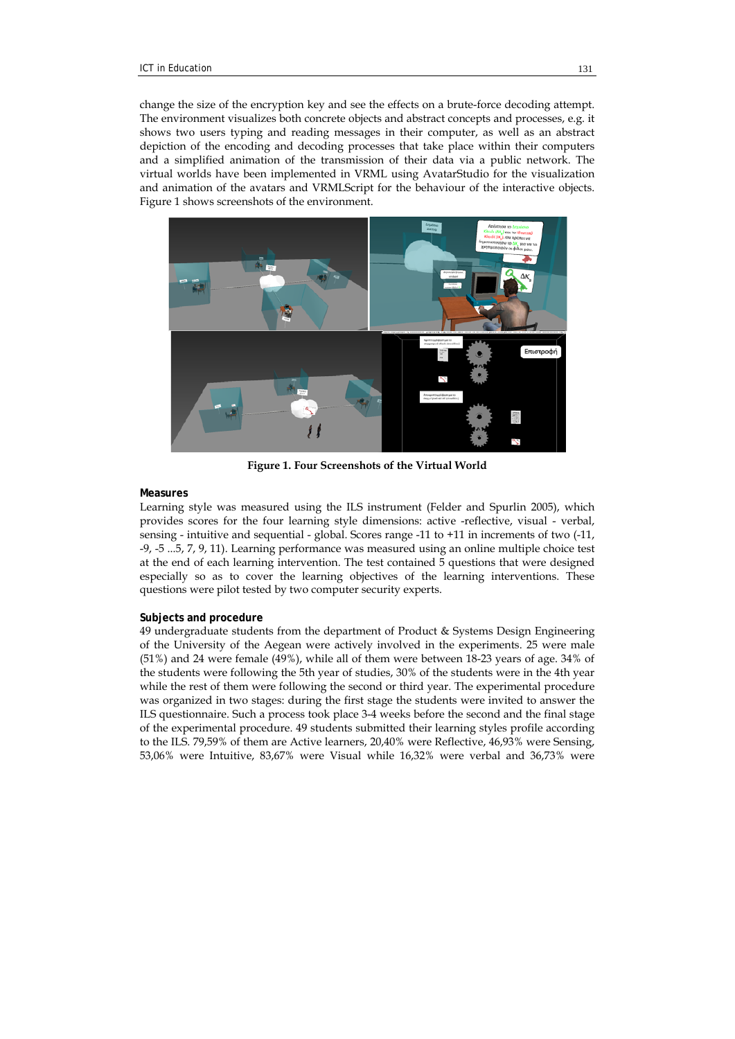change the size of the encryption key and see the effects on a brute-force decoding attempt. The environment visualizes both concrete objects and abstract concepts and processes, e.g. it shows two users typing and reading messages in their computer, as well as an abstract depiction of the encoding and decoding processes that take place within their computers and a simplified animation of the transmission of their data via a public network. The virtual worlds have been implemented in VRML using AvatarStudio for the visualization and animation of the avatars and VRMLScript for the behaviour of the interactive objects. Figure 1 shows screenshots of the environment.

**Figure 1. Four Screenshots of the Virtual World**

**Measures**

Learning style was measured using the ILS instrument (Felder and Spurlin 2005), which provides scores for the four learning style dimensions: active -reflective, visual - verbal, sensing - intuitive and sequential - global. Scores range -11 to +11 in increments of two (-11, -9, -5 ...5, 7, 9, 11). Learning performance was measured using an online multiple choice test at the end of each learning intervention. The test contained 5 questions that were designed especially so as to cover the learning objectives of the learning interventions. These questions were pilot tested by two computer security experts.

**Subjects and procedure**

49 undergraduate students from the department of Product & Systems Design Engineering of the University of the Aegean were actively involved in the experiments. 25 were male (51%) and 24 were female (49%), while all of them were between 18-23 years of age. 34% of the students were following the 5th year of studies, 30% of the students were in the 4th year while the rest of them were following the second or third year. The experimental procedure was organized in two stages: during the first stage the students were invited to answer the ILS questionnaire. Such a process took place 3-4 weeks before the second and the final stage of the experimental procedure. 49 students submitted their learning styles profile according to the ILS. 79,59% of them are Active learners, 20,40% were Reflective, 46,93% were Sensing, 53,06% were Intuitive, 83,67% were Visual while 16,32% were verbal and 36,73% were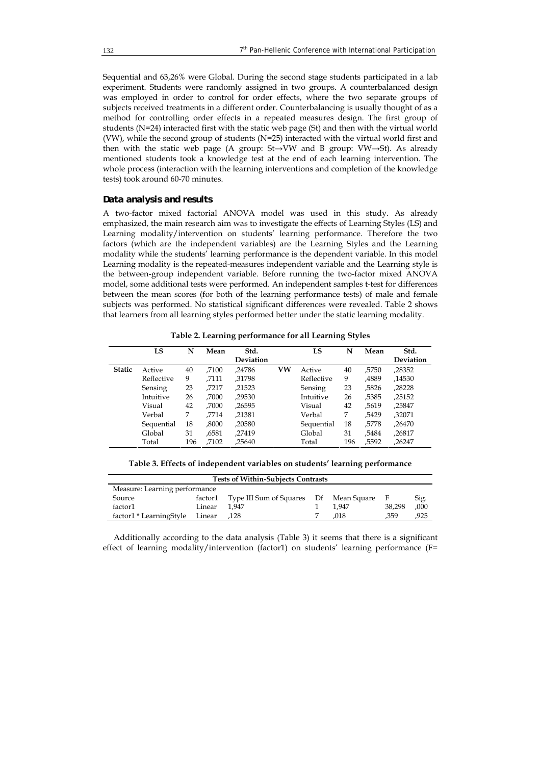Sequential and 63,26% were Global. During the second stage students participated in a lab experiment. Students were randomly assigned in two groups. A counterbalanced design was employed in order to control for order effects, where the two separate groups of subjects received treatments in a different order. Counterbalancing is usually thought of as a method for controlling order effects in a repeated measures design. The first group of students (N=24) interacted first with the static web page (St) and then with the virtual world (VW), while the second group of students (N=25) interacted with the virtual world first and then with the static web page (A group: St→VW and B group: VW→St). As already mentioned students took a knowledge test at the end of each learning intervention. The whole process (interaction with the learning interventions and completion of the knowledge tests) took around 60-70 minutes.

### Data analysis and results

A two-factor mixed factorial ANOVA model was used in this study. As already emphasized, the main research aim was to investigate the effects of Learning Styles (LS) and Learning modality/intervention on students' learning performance. Therefore the two factors (which are the independent variables) are the Learning Styles and the Learning modality while the students' learning performance is the dependent variable. In this model Learning modality is the repeated-measures independent variable and the Learning style is the between-group independent variable. Before running the two-factor mixed ANOVA model, some additional tests were performed. An independent samples t-test for differences between the mean scores (for both of the learning performance tests) of male and female subjects was performed. No statistical significant differences were revealed. Table 2 shows that learners from all learning styles performed better under the static learning modality.

**Table 2. Learning performance for all Learning Styles**

| | LS | N | Mean | Std. Deviation | | LS | N | Mean | Std. Deviation |
|---|---|---|---|---|---|---|---|---|---|
| **Static** | Active | 40 | ,7100 | ,24786 | **VW** | Active | 40 | ,5750 | ,28352 |
| | Reflective | 9 | ,7111 | ,31798 | | Reflective | 9 | ,4889 | ,14530 |
| | Sensing | 23 | ,7217 | ,21523 | | Sensing | 23 | ,5826 | ,28228 |
| | Intuitive | 26 | ,7000 | ,29530 | | Intuitive | 26 | ,5385 | ,25152 |
| | Visual | 42 | ,7000 | ,26595 | | Visual | 42 | ,5619 | ,25847 |
| | Verbal | 7 | ,7714 | ,21381 | | Verbal | 7 | ,5429 | ,32071 |
| | Sequential | 18 | ,8000 | ,20580 | | Sequential | 18 | ,5778 | ,26470 |
| | Global | 31 | ,6581 | ,27419 | | Global | 31 | ,5484 | ,26817 |
| | Total | 196 | ,7102 | ,25640 | | Total | 196 | ,5592 | ,26247 |

**Table 3. Effects of independent variables on students' learning performance**

| Tests of Within-Subjects Contrasts | | | | | | |
|---|---|---|---|---|---|---|
| Measure: Learning performance | | | | | | |
| Source | factor1 | Type III Sum of Squares | Df | Mean Square | F | Sig. |
| factor1 | Linear | 1,947 | 1 | 1,947 | 38,298 | ,000 |
| factor1 * LearningStyle | Linear | ,128 | 7 | ,018 | ,359 | ,925 |

Additionally according to the data analysis (Table 3) it seems that there is a significant effect of learning modality/intervention (factor1) on students' learning performance (F=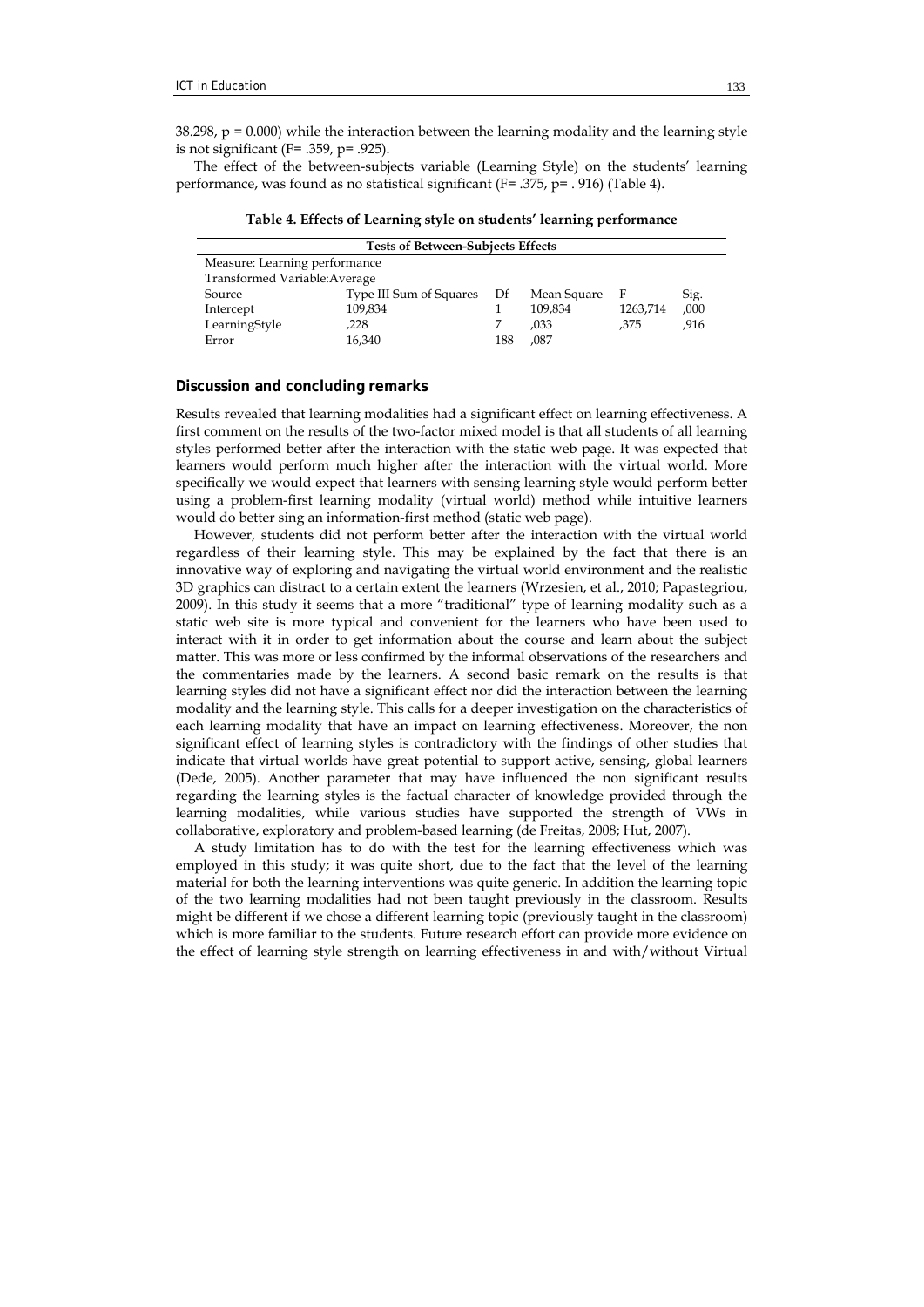38.298, $p = 0.000$) while the interaction between the learning modality and the learning style is not significant ($F= .359$, $p= .925$).

The effect of the between-subjects variable (Learning Style) on the students' learning performance, was found as no statistical significant ($F= .375$, $p= .916$) (Table 4).

**Table 4. Effects of Learning style on students' learning performance**

| Tests of Between-Subjects Effects | | | | | |
|---|---|---|---|---|---|
| Measure: Learning performance | | | | | |
| Transformed Variable:Average | | | | | |
| Source | Type III Sum of Squares | Df | Mean Square | F | Sig. |
| Intercept | 109,834 | 1 | 109,834 | 1263,714 | ,000 |
| LearningStyle | ,228 | 7 | ,033 | ,375 | ,916 |
| Error | 16,340 | 188 | ,087 | | |

## Discussion and concluding remarks

Results revealed that learning modalities had a significant effect on learning effectiveness. A first comment on the results of the two-factor mixed model is that all students of all learning styles performed better after the interaction with the static web page. It was expected that learners would perform much higher after the interaction with the virtual world. More specifically we would expect that learners with sensing learning style would perform better using a problem-first learning modality (virtual world) method while intuitive learners would do better sing an information-first method (static web page).

However, students did not perform better after the interaction with the virtual world regardless of their learning style. This may be explained by the fact that there is an innovative way of exploring and navigating the virtual world environment and the realistic 3D graphics can distract to a certain extent the learners (Wrzesien, et al., 2010; Papastegriou, 2009). In this study it seems that a more "traditional" type of learning modality such as a static web site is more typical and convenient for the learners who have been used to interact with it in order to get information about the course and learn about the subject matter. This was more or less confirmed by the informal observations of the researchers and the commentaries made by the learners. A second basic remark on the results is that learning styles did not have a significant effect nor did the interaction between the learning modality and the learning style. This calls for a deeper investigation on the characteristics of each learning modality that have an impact on learning effectiveness. Moreover, the non significant effect of learning styles is contradictory with the findings of other studies that indicate that virtual worlds have great potential to support active, sensing, global learners (Dede, 2005). Another parameter that may have influenced the non significant results regarding the learning styles is the factual character of knowledge provided through the learning modalities, while various studies have supported the strength of VWs in collaborative, exploratory and problem-based learning (de Freitas, 2008; Hut, 2007).

A study limitation has to do with the test for the learning effectiveness which was employed in this study; it was quite short, due to the fact that the level of the learning material for both the learning interventions was quite generic. In addition the learning topic of the two learning modalities had not been taught previously in the classroom. Results might be different if we chose a different learning topic (previously taught in the classroom) which is more familiar to the students. Future research effort can provide more evidence on the effect of learning style strength on learning effectiveness in and with/without Virtual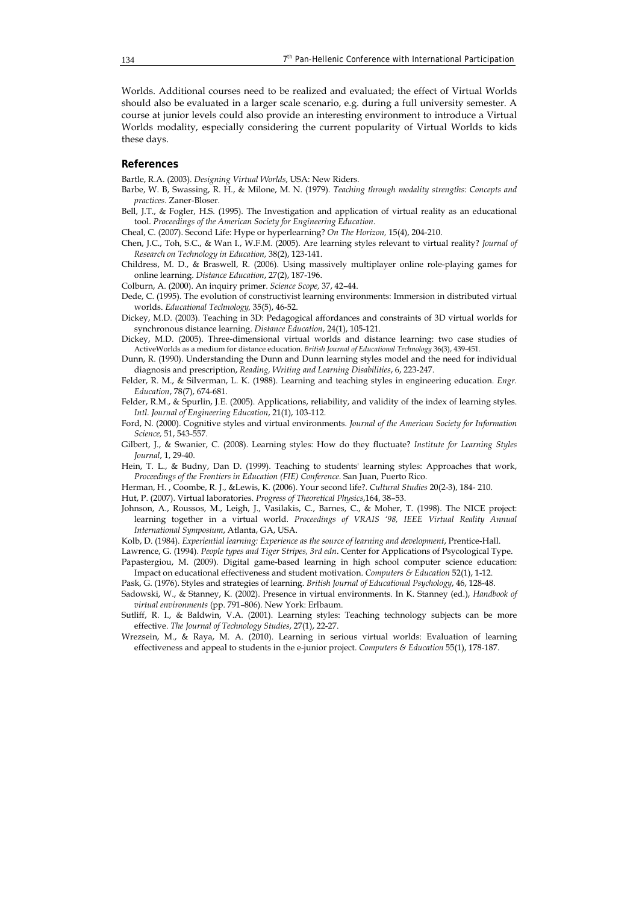Worlds. Additional courses need to be realized and evaluated; the effect of Virtual Worlds should also be evaluated in a larger scale scenario, e.g. during a full university semester. A course at junior levels could also provide an interesting environment to introduce a Virtual Worlds modality, especially considering the current popularity of Virtual Worlds to kids these days.

## References

Bartle, R.A. (2003). *Designing Virtual Worlds*, USA: New Riders.

Barbe, W. B, Swassing, R. H., & Milone, M. N. (1979). *Teaching through modality strengths: Concepts and practices*. Zaner-Bloser.

Bell, J.T., & Fogler, H.S. (1995). The Investigation and application of virtual reality as an educational tool. *Proceedings of the American Society for Engineering Education*.

Cheal, C. (2007). Second Life: Hype or hyperlearning? *On The Horizon,* 15(4), 204-210.

Chen, J.C., Toh, S.C., & Wan I., W.F.M. (2005). Are learning styles relevant to virtual reality? *Journal of Research on Technology in Education,* 38(2), 123-141.

Childress, M. D., & Braswell, R. (2006). Using massively multiplayer online role-playing games for online learning. *Distance Education*, 27(2), 187-196.

Colburn, A. (2000). An inquiry primer. *Science Scope,* 37, 42–44.

Dede, C. (1995). The evolution of constructivist learning environments: Immersion in distributed virtual worlds. *Educational Technology,* 35(5), 46-52.

Dickey, M.D. (2003). Teaching in 3D: Pedagogical affordances and constraints of 3D virtual worlds for synchronous distance learning. *Distance Education*, 24(1), 105-121.

Dickey, M.D. (2005). Three-dimensional virtual worlds and distance learning: two case studies of ActiveWorlds as a medium for distance education. *British Journal of Educational Technology* 36(3), 439-451.

Dunn, R. (1990). Understanding the Dunn and Dunn learning styles model and the need for individual diagnosis and prescription, *Reading, Writing and Learning Disabilities*, 6, 223-247.

Felder, R. M., & Silverman, L. K. (1988). Learning and teaching styles in engineering education. *Engr. Education*, 78(7), 674-681.

Felder, R.M., & Spurlin, J.E. (2005). Applications, reliability, and validity of the index of learning styles. *Intl. Journal of Engineering Education*, 21(1), 103-112.

Ford, N. (2000). Cognitive styles and virtual environments. *Journal of the American Society for Information Science,* 51, 543-557.

Gilbert, J., & Swanier, C. (2008). Learning styles: How do they fluctuate? *Institute for Learning Styles Journal*, 1, 29-40.

Hein, T. L., & Budny, Dan D. (1999). Teaching to students' learning styles: Approaches that work, *Proceedings of the Frontiers in Education (FIE) Conference*. San Juan, Puerto Rico.

Herman, H. , Coombe, R. J., &Lewis, K. (2006). Your second life?. *Cultural Studies* 20(2-3), 184- 210.

Hut, P. (2007). Virtual laboratories. *Progress of Theoretical Physics*,164, 38–53.

Johnson, A., Roussos, M., Leigh, J., Vasilakis, C., Barnes, C., & Moher, T. (1998). The NICE project: learning together in a virtual world. *Proceedings of VRAIS '98, IEEE Virtual Reality Annual International Symposium*, Atlanta, GA, USA.

Kolb, D. (1984). *Experiential learning: Experience as the source of learning and development*, Prentice-Hall.

Lawrence, G. (1994). *People types and Tiger Stripes, 3rd edn*. Center for Applications of Psycological Type.

Papastergiou, M. (2009). Digital game-based learning in high school computer science education: Impact on educational effectiveness and student motivation. *Computers & Education* 52(1), 1-12.

Pask, G. (1976). Styles and strategies of learning. *British Journal of Educational Psychology*, 46, 128-48.

Sadowski, W., & Stanney, K. (2002). Presence in virtual environments. In K. Stanney (ed.), *Handbook of virtual environments* (pp. 791–806). New York: Erlbaum.

Sutliff, R. I., & Baldwin, V.A. (2001). Learning styles: Teaching technology subjects can be more effective. *The Journal of Technology Studies*, 27(1), 22-27.

Wrezsein, M., & Raya, M. A. (2010). Learning in serious virtual worlds: Evaluation of learning effectiveness and appeal to students in the e-junior project. *Computers & Education* 55(1), 178-187.